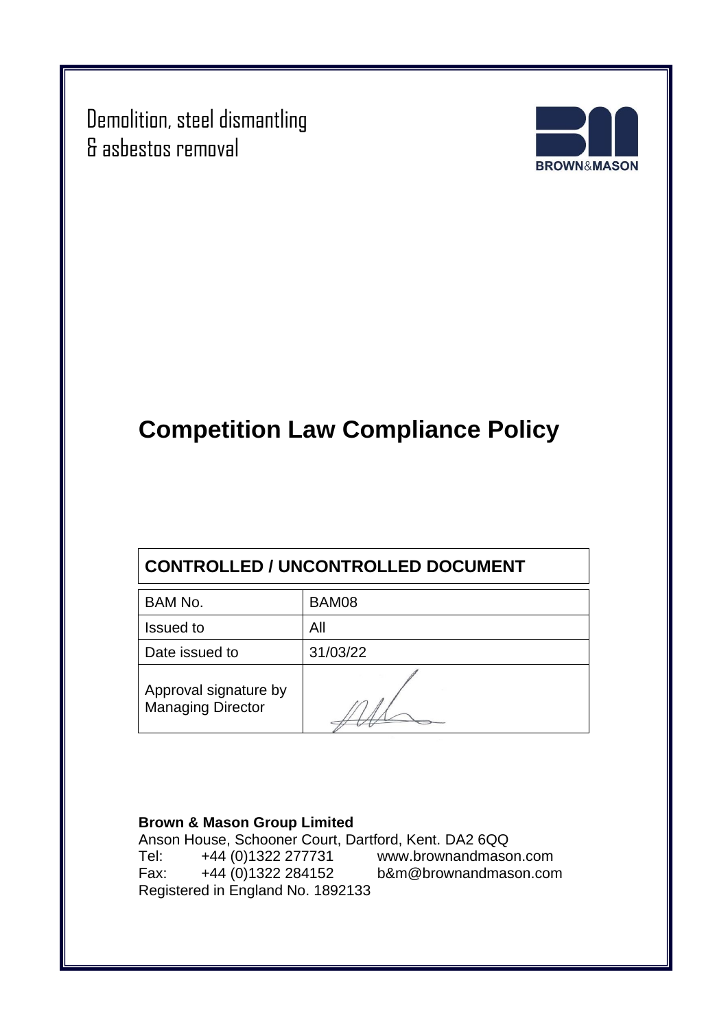Demolition, steel dismantling
& asbestos removal

BROWN&MASON

# Competition Law Compliance Policy

| CONTROLLED / UNCONTROLLED DOCUMENT | |
| --- | --- |
| BAM No. | BAM08 |
| Issued to | All |
| Date issued to | 31/03/22 |
| Approval signature by Managing Director | |

**Brown & Mason Group Limited**
Anson House, Schooner Court, Dartford, Kent. DA2 6QQ
Tel: +44 (0)1322 277731 www.brownandmason.com
Fax: +44 (0)1322 284152 b&m@brownandmason.com
Registered in England No. 1892133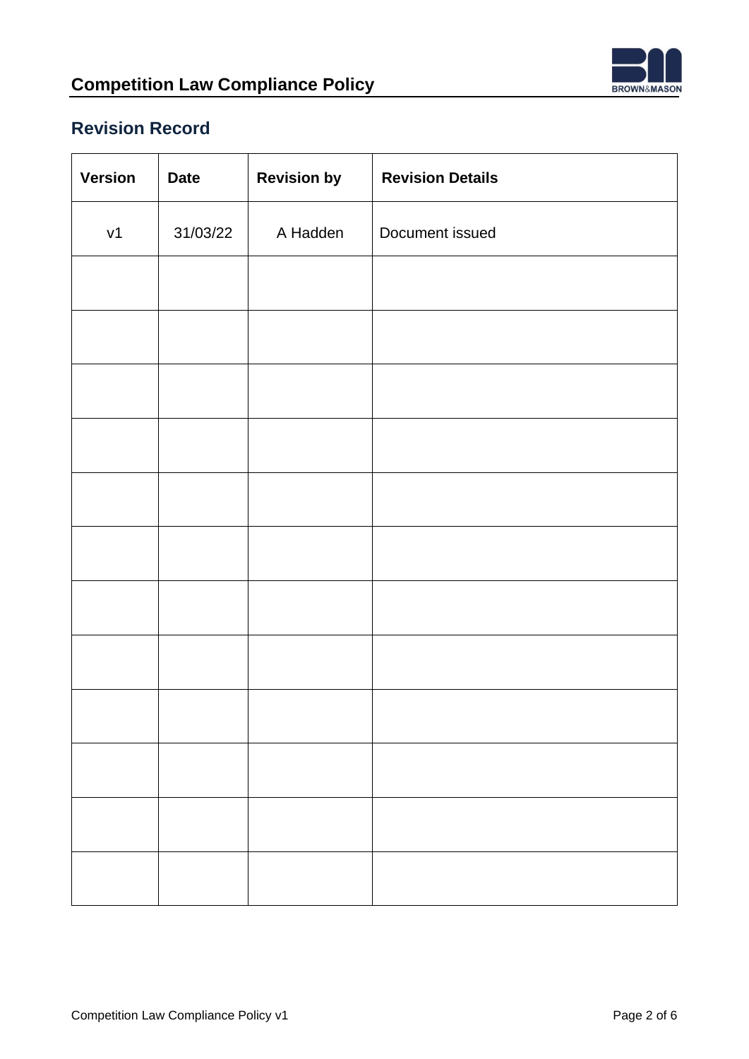## Revision Record

| Version | Date | Revision by | Revision Details |
|---|---|---|---|
| v1 | 31/03/22 | A Hadden | Document issued |
| | | | |
| | | | |
| | | | |
| | | | |
| | | | |
| | | | |
| | | | |
| | | | |
| | | | |
| | | | |
| | | | |
| | | | |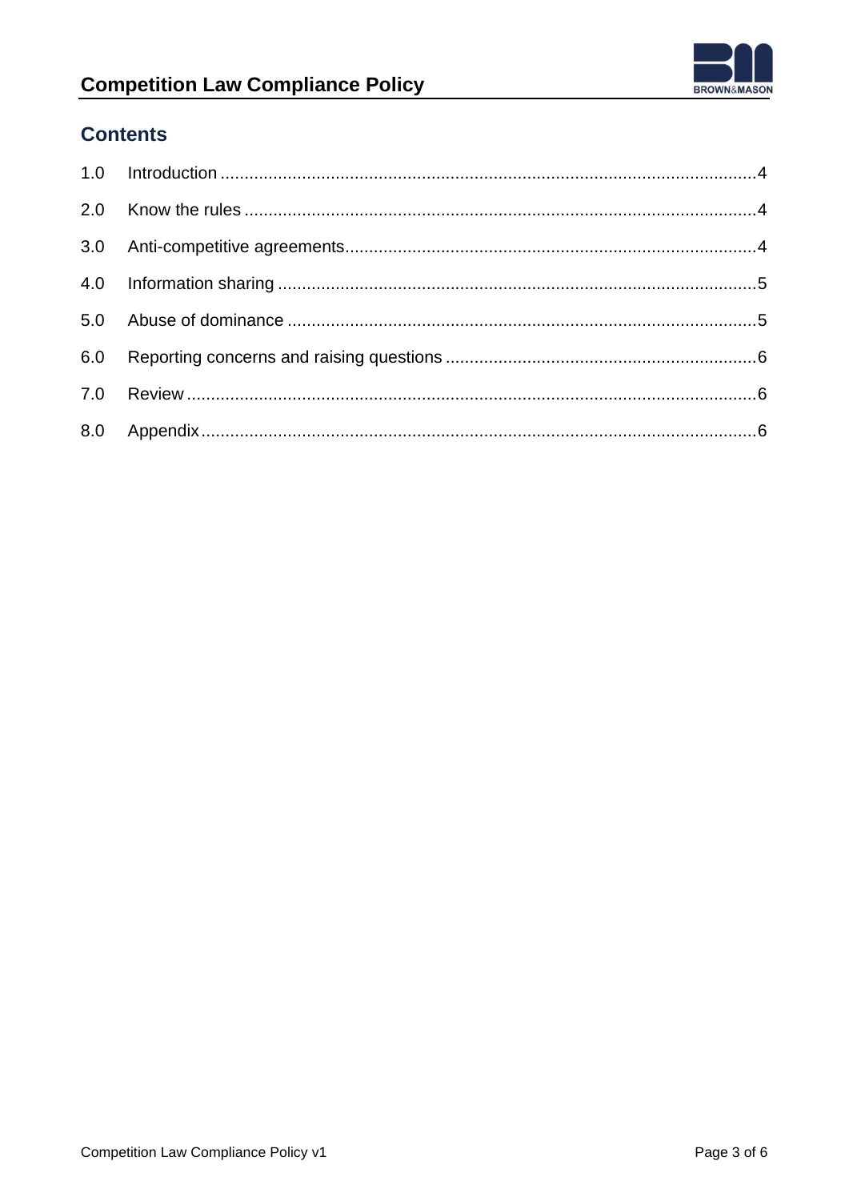## Contents

| | | |
|---|---|---|
| 1.0 | Introduction | 4 |
| 2.0 | Know the rules | 4 |
| 3.0 | Anti-competitive agreements | 4 |
| 4.0 | Information sharing | 5 |
| 5.0 | Abuse of dominance | 5 |
| 6.0 | Reporting concerns and raising questions | 6 |
| 7.0 | Review | 6 |
| 8.0 | Appendix | 6 |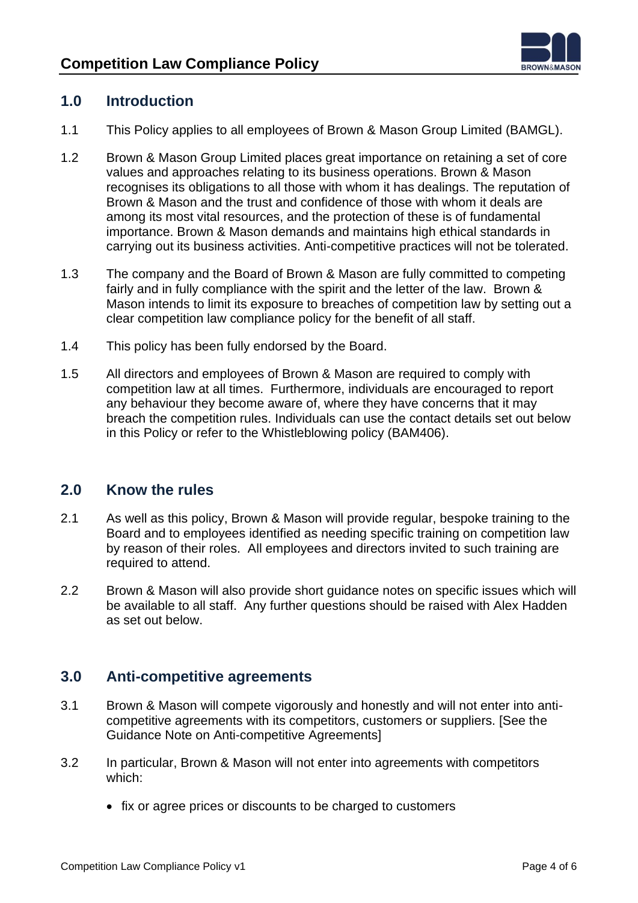## 1.0 Introduction

1.1 This Policy applies to all employees of Brown & Mason Group Limited (BAMGL).

1.2 Brown & Mason Group Limited places great importance on retaining a set of core values and approaches relating to its business operations. Brown & Mason recognises its obligations to all those with whom it has dealings. The reputation of Brown & Mason and the trust and confidence of those with whom it deals are among its most vital resources, and the protection of these is of fundamental importance. Brown & Mason demands and maintains high ethical standards in carrying out its business activities. Anti-competitive practices will not be tolerated.

1.3 The company and the Board of Brown & Mason are fully committed to competing fairly and in fully compliance with the spirit and the letter of the law. Brown & Mason intends to limit its exposure to breaches of competition law by setting out a clear competition law compliance policy for the benefit of all staff.

1.4 This policy has been fully endorsed by the Board.

1.5 All directors and employees of Brown & Mason are required to comply with competition law at all times. Furthermore, individuals are encouraged to report any behaviour they become aware of, where they have concerns that it may breach the competition rules. Individuals can use the contact details set out below in this Policy or refer to the Whistleblowing policy (BAM406).

## 2.0 Know the rules

2.1 As well as this policy, Brown & Mason will provide regular, bespoke training to the Board and to employees identified as needing specific training on competition law by reason of their roles. All employees and directors invited to such training are required to attend.

2.2 Brown & Mason will also provide short guidance notes on specific issues which will be available to all staff. Any further questions should be raised with Alex Hadden as set out below.

## 3.0 Anti-competitive agreements

3.1 Brown & Mason will compete vigorously and honestly and will not enter into anti-competitive agreements with its competitors, customers or suppliers. [See the Guidance Note on Anti-competitive Agreements]

3.2 In particular, Brown & Mason will not enter into agreements with competitors which:

- fix or agree prices or discounts to be charged to customers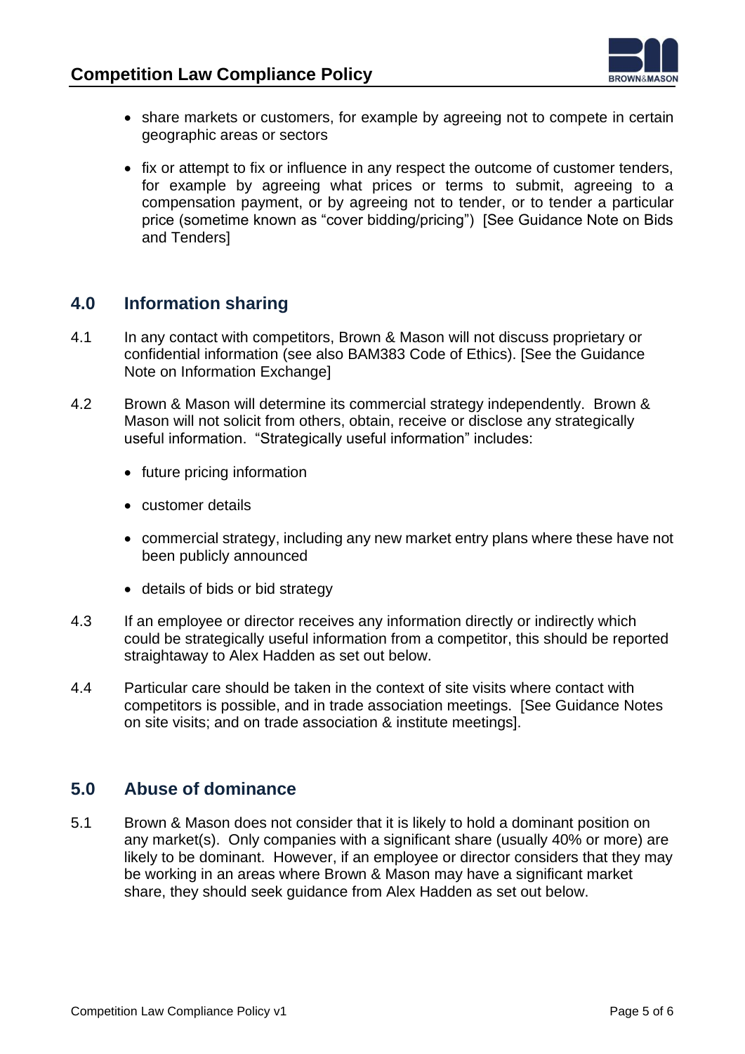- share markets or customers, for example by agreeing not to compete in certain geographic areas or sectors
- fix or attempt to fix or influence in any respect the outcome of customer tenders, for example by agreeing what prices or terms to submit, agreeing to a compensation payment, or by agreeing not to tender, or to tender a particular price (sometime known as "cover bidding/pricing") [See Guidance Note on Bids and Tenders]

## 4.0 Information sharing

4.1 In any contact with competitors, Brown & Mason will not discuss proprietary or confidential information (see also BAM383 Code of Ethics). [See the Guidance Note on Information Exchange]

4.2 Brown & Mason will determine its commercial strategy independently. Brown & Mason will not solicit from others, obtain, receive or disclose any strategically useful information. "Strategically useful information" includes:

- future pricing information
- customer details
- commercial strategy, including any new market entry plans where these have not been publicly announced
- details of bids or bid strategy

4.3 If an employee or director receives any information directly or indirectly which could be strategically useful information from a competitor, this should be reported straightaway to Alex Hadden as set out below.

4.4 Particular care should be taken in the context of site visits where contact with competitors is possible, and in trade association meetings. [See Guidance Notes on site visits; and on trade association & institute meetings].

## 5.0 Abuse of dominance

5.1 Brown & Mason does not consider that it is likely to hold a dominant position on any market(s). Only companies with a significant share (usually 40% or more) are likely to be dominant. However, if an employee or director considers that they may be working in an areas where Brown & Mason may have a significant market share, they should seek guidance from Alex Hadden as set out below.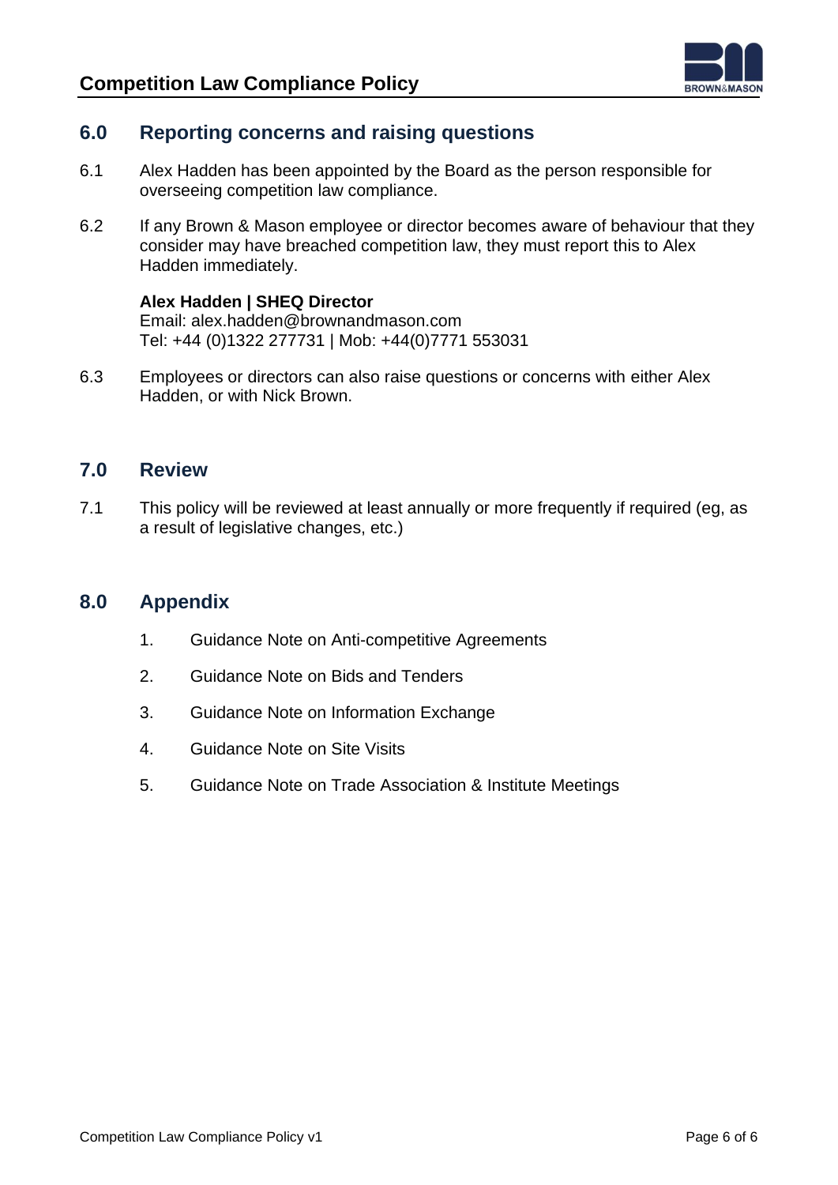## 6.0 Reporting concerns and raising questions

6.1 Alex Hadden has been appointed by the Board as the person responsible for overseeing competition law compliance.

6.2 If any Brown & Mason employee or director becomes aware of behaviour that they consider may have breached competition law, they must report this to Alex Hadden immediately.

**Alex Hadden | SHEQ Director**
Email: alex.hadden@brownandmason.com
Tel: +44 (0)1322 277731 | Mob: +44(0)7771 553031

6.3 Employees or directors can also raise questions or concerns with either Alex Hadden, or with Nick Brown.

## 7.0 Review

7.1 This policy will be reviewed at least annually or more frequently if required (eg, as a result of legislative changes, etc.)

## 8.0 Appendix

1. Guidance Note on Anti-competitive Agreements
2. Guidance Note on Bids and Tenders
3. Guidance Note on Information Exchange
4. Guidance Note on Site Visits
5. Guidance Note on Trade Association & Institute Meetings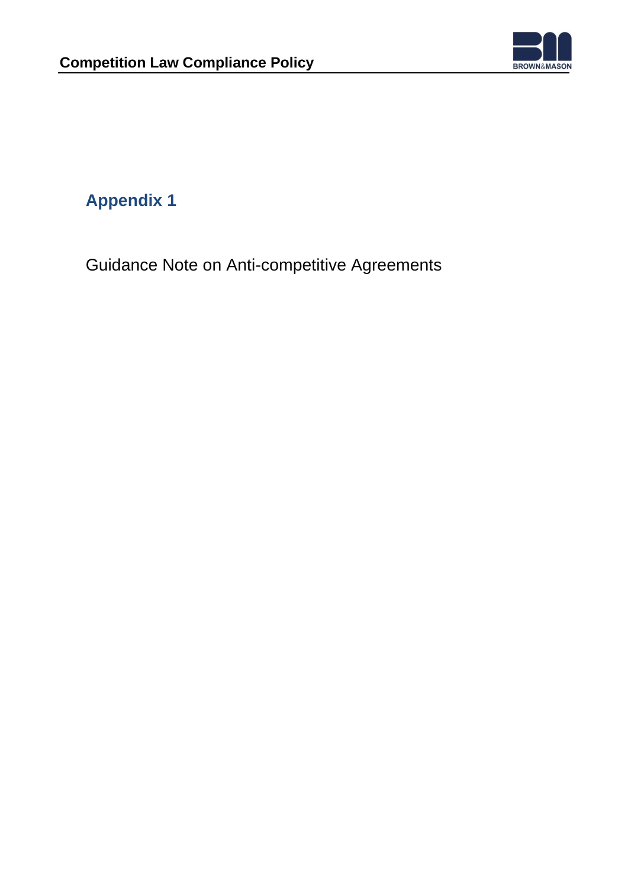## Appendix 1

Guidance Note on Anti-competitive Agreements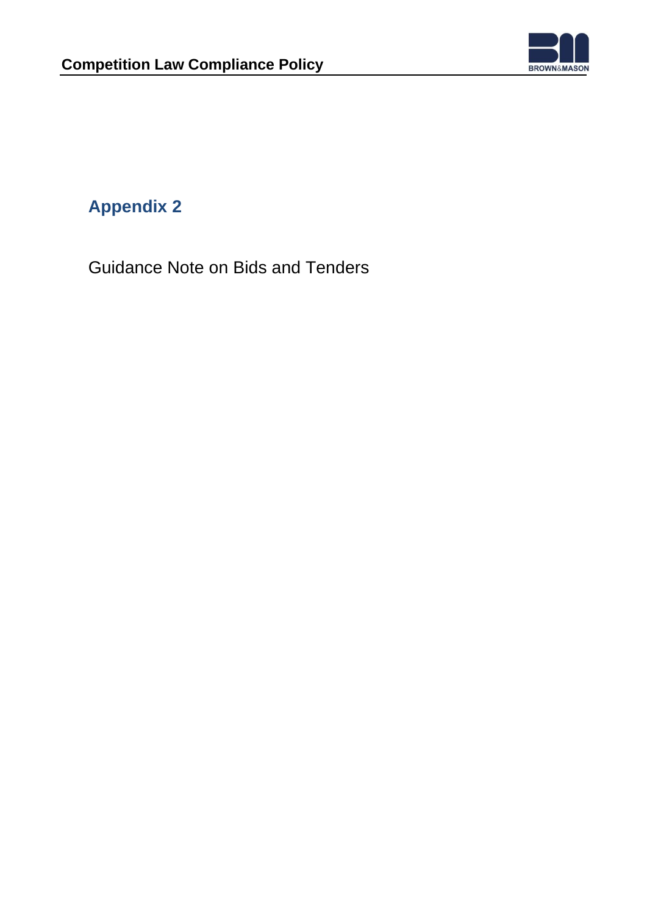## Appendix 2

Guidance Note on Bids and Tenders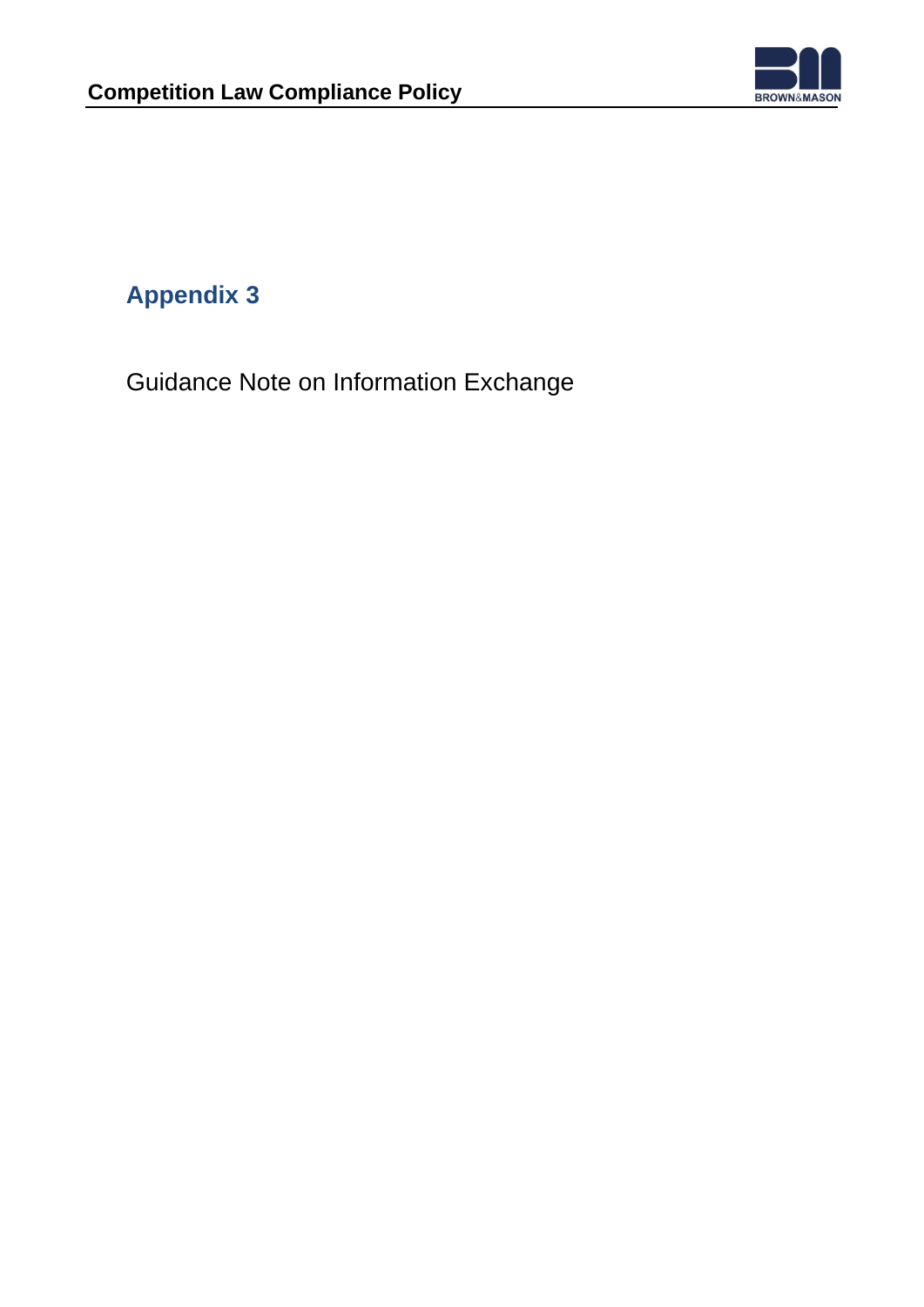# Appendix 3

Guidance Note on Information Exchange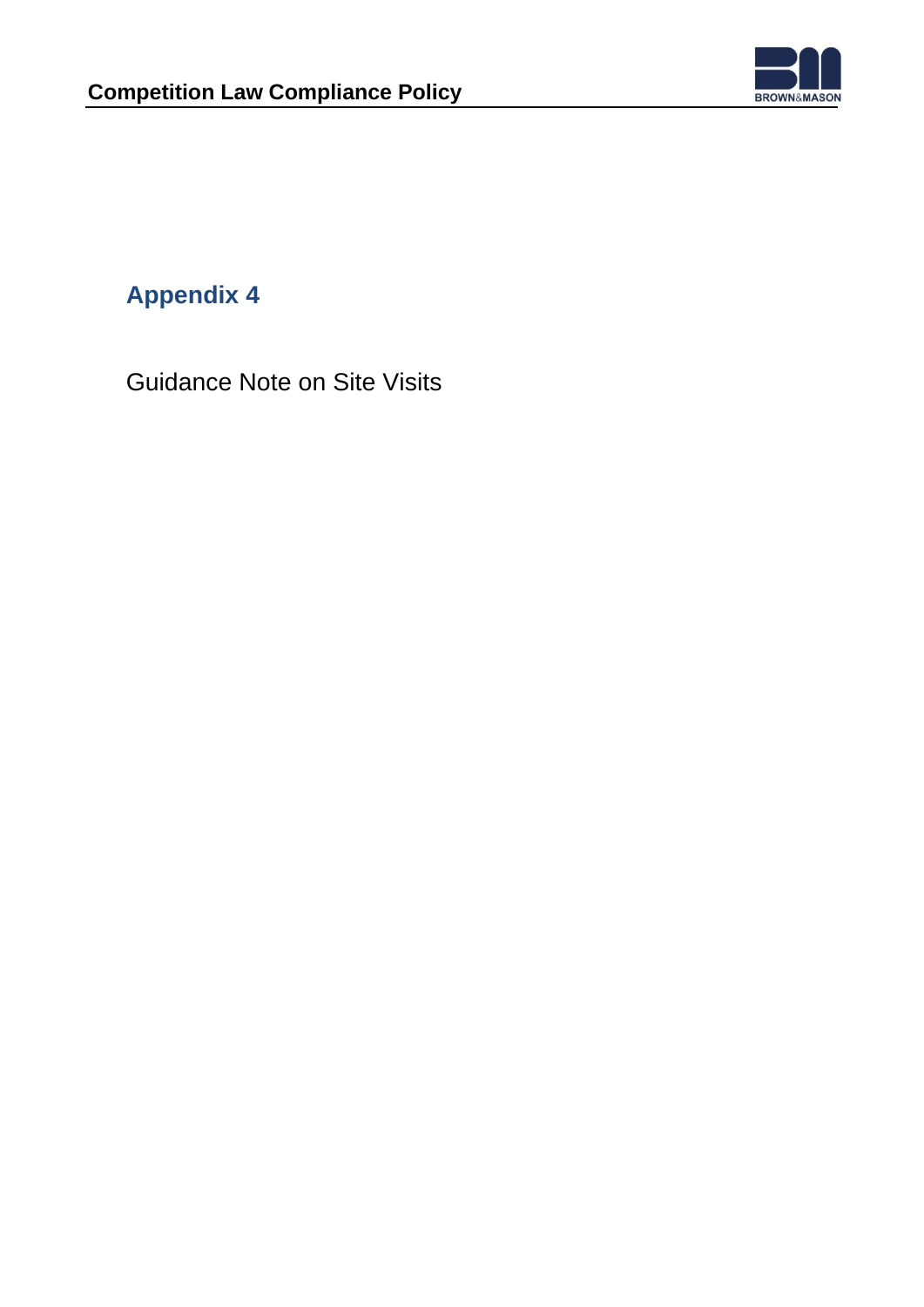## Appendix 4

Guidance Note on Site Visits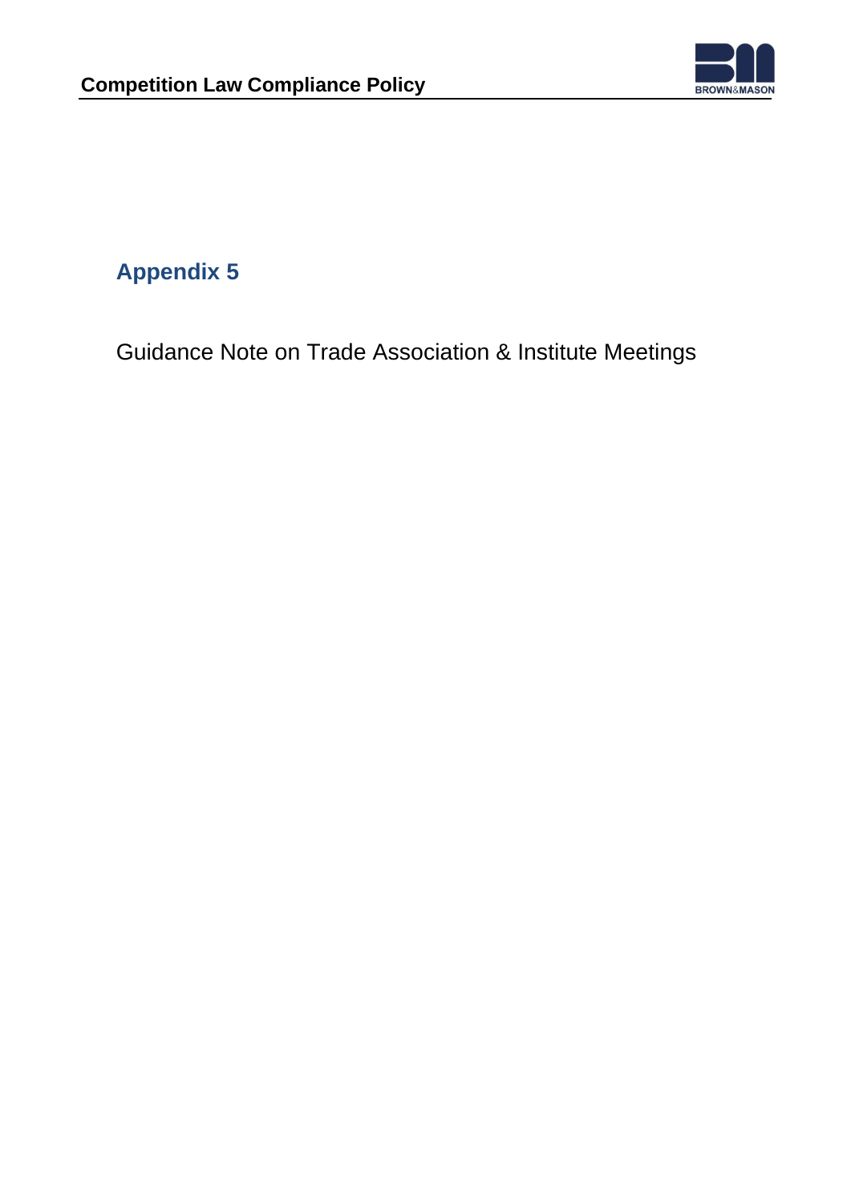# Appendix 5

Guidance Note on Trade Association & Institute Meetings